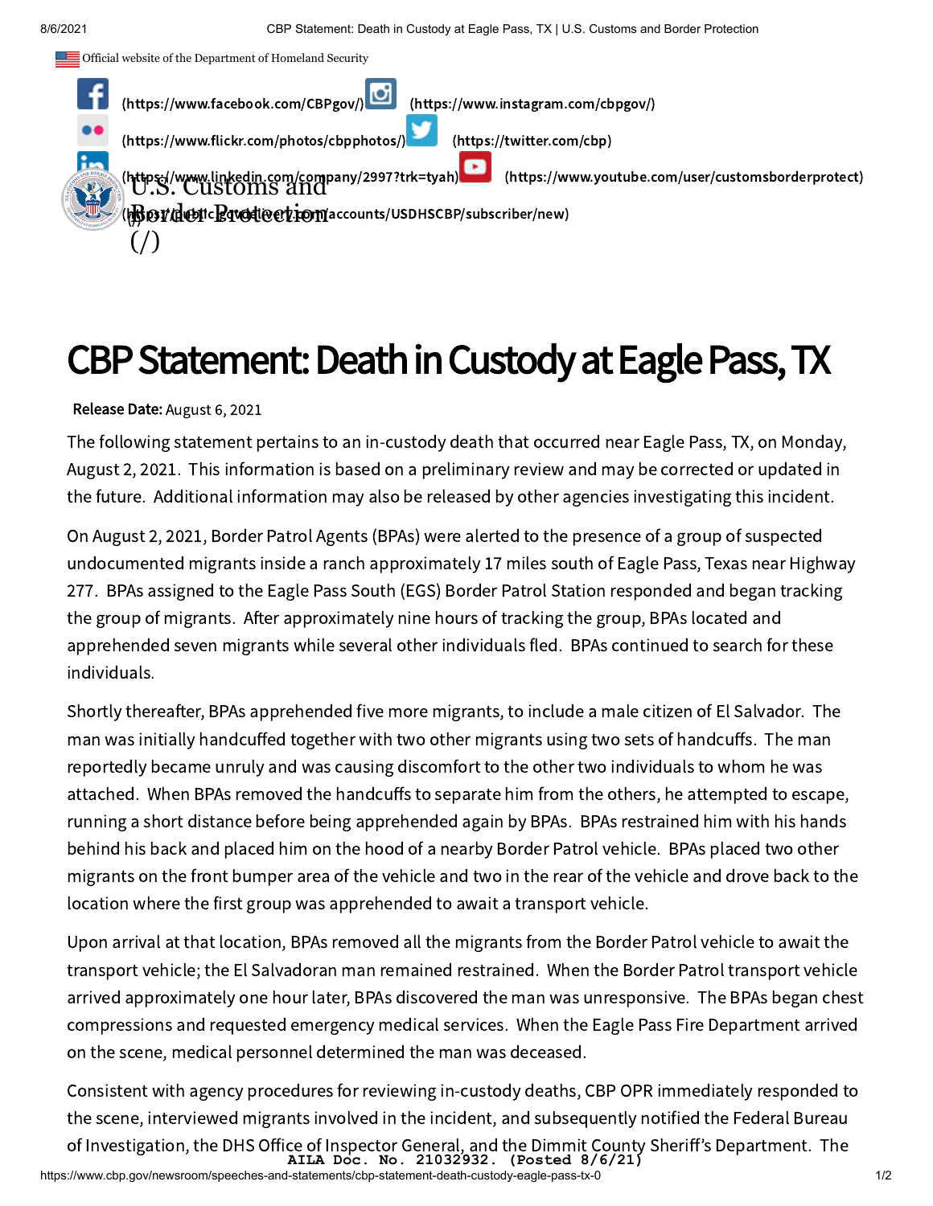Official website of the Department of Homeland Security

(https://www.facebook.com/CBPgov/) (https://www.instagram.com/cbpgov/)
(https://www.flickr.com/photos/cbpphotos/) (https://twitter.com/cbp)
(https://www.linkedin.com/company/2997?trk=tyah) (https://www.youtube.com/user/customsborderprotect)
(https://public.govdelivery.com/accounts/USDHSCBP/subscriber/new)

U.S. Customs and Border Protection (/)

# CBP Statement: Death in Custody at Eagle Pass, TX

**Release Date:** August 6, 2021

The following statement pertains to an in-custody death that occurred near Eagle Pass, TX, on Monday, August 2, 2021. This information is based on a preliminary review and may be corrected or updated in the future. Additional information may also be released by other agencies investigating this incident.

On August 2, 2021, Border Patrol Agents (BPAs) were alerted to the presence of a group of suspected undocumented migrants inside a ranch approximately 17 miles south of Eagle Pass, Texas near Highway 277. BPAs assigned to the Eagle Pass South (EGS) Border Patrol Station responded and began tracking the group of migrants. After approximately nine hours of tracking the group, BPAs located and apprehended seven migrants while several other individuals fled. BPAs continued to search for these individuals.

Shortly thereafter, BPAs apprehended five more migrants, to include a male citizen of El Salvador. The man was initially handcuffed together with two other migrants using two sets of handcuffs. The man reportedly became unruly and was causing discomfort to the other two individuals to whom he was attached. When BPAs removed the handcuffs to separate him from the others, he attempted to escape, running a short distance before being apprehended again by BPAs. BPAs restrained him with his hands behind his back and placed him on the hood of a nearby Border Patrol vehicle. BPAs placed two other migrants on the front bumper area of the vehicle and two in the rear of the vehicle and drove back to the location where the first group was apprehended to await a transport vehicle.

Upon arrival at that location, BPAs removed all the migrants from the Border Patrol vehicle to await the transport vehicle; the El Salvadoran man remained restrained. When the Border Patrol transport vehicle arrived approximately one hour later, BPAs discovered the man was unresponsive. The BPAs began chest compressions and requested emergency medical services. When the Eagle Pass Fire Department arrived on the scene, medical personnel determined the man was deceased.

Consistent with agency procedures for reviewing in-custody deaths, CBP OPR immediately responded to the scene, interviewed migrants involved in the incident, and subsequently notified the Federal Bureau of Investigation, the DHS Office of Inspector General, and the Dimmit County Sheriff's Department. The

AILA Doc. No. 21032932. (Posted 8/6/21)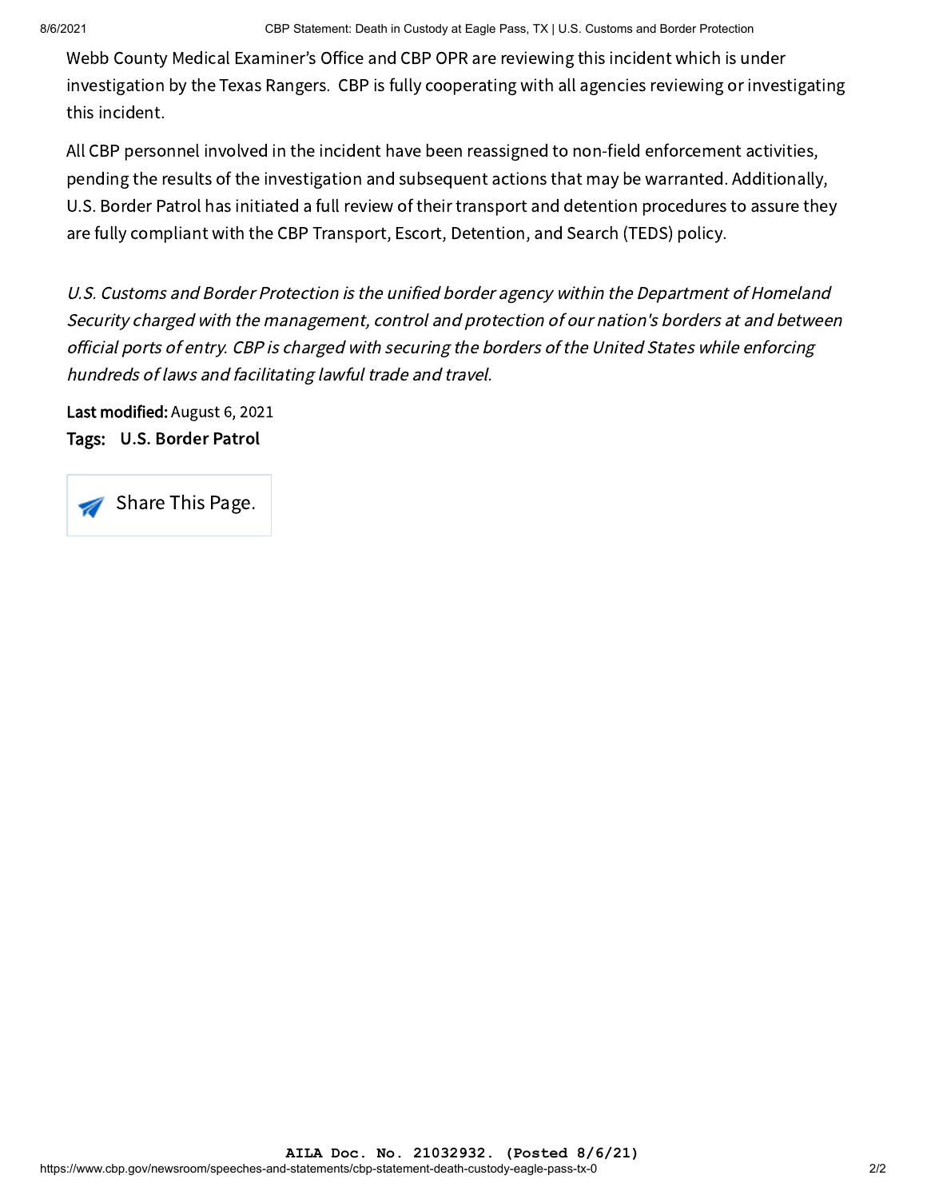Webb County Medical Examiner's Office and CBP OPR are reviewing this incident which is under investigation by the Texas Rangers. CBP is fully cooperating with all agencies reviewing or investigating this incident.

All CBP personnel involved in the incident have been reassigned to non-field enforcement activities, pending the results of the investigation and subsequent actions that may be warranted. Additionally, U.S. Border Patrol has initiated a full review of their transport and detention procedures to assure they are fully compliant with the CBP Transport, Escort, Detention, and Search (TEDS) policy.

*U.S. Customs and Border Protection is the unified border agency within the Department of Homeland Security charged with the management, control and protection of our nation's borders at and between official ports of entry. CBP is charged with securing the borders of the United States while enforcing hundreds of laws and facilitating lawful trade and travel.*

**Last modified:** August 6, 2021

**Tags:** **U.S. Border Patrol**

Share This Page.

AILA Doc. No. 21032932. (Posted 8/6/21)